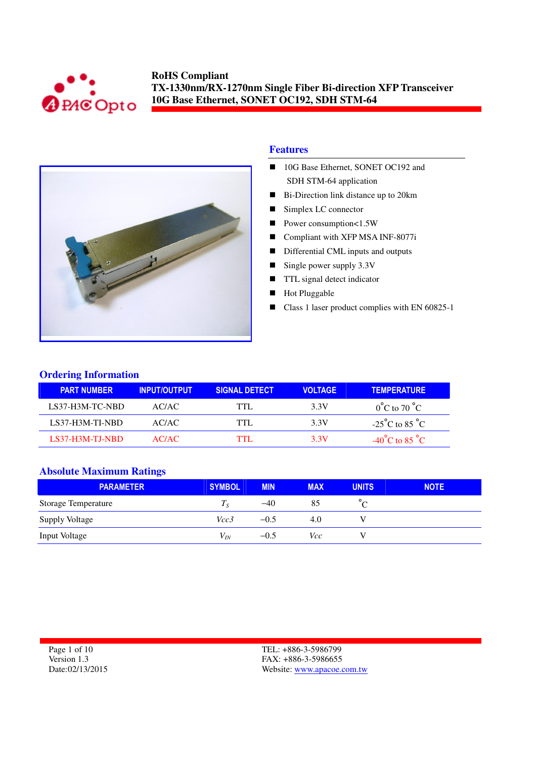**RoHS Compliant**
**TX-1330nm/RX-1270nm Single Fiber Bi-direction XFP Transceiver**
**10G Base Ethernet, SONET OC192, SDH STM-64**

## Features

- 10G Base Ethernet, SONET OC192 and SDH STM-64 application
- Bi-Direction link distance up to 20km
- Simplex LC connector
- Power consumption<1.5W
- Compliant with XFP MSA INF-8077i
- Differential CML inputs and outputs
- Single power supply 3.3V
- TTL signal detect indicator
- Hot Pluggable
- Class 1 laser product complies with EN 60825-1

## Ordering Information

| PART NUMBER | INPUT/OUTPUT | SIGNAL DETECT | VOLTAGE | TEMPERATURE |
|---|---|---|---|---|
| LS37-H3M-TC-NBD | AC/AC | TTL | 3.3V | 0°C to 70 °C |
| LS37-H3M-TI-NBD | AC/AC | TTL | 3.3V | -25°C to 85 °C |
| LS37-H3M-TJ-NBD | AC/AC | TTL | 3.3V | -40°C to 85 °C |

## Absolute Maximum Ratings

| PARAMETER | SYMBOL | MIN | MAX | UNITS | NOTE |
|---|---|---|---|---|---|
| Storage Temperature | $T_S$ | –40 | 85 | °C | |
| Supply Voltage | $Vcc3$ | –0.5 | 4.0 | V | |
| Input Voltage | $V_{IN}$ | –0.5 | $Vcc$ | V | |

Version 1.3
Date:02/13/2015

TEL: +886-3-5986799
FAX: +886-3-5986655
Website: www.apacoe.com.tw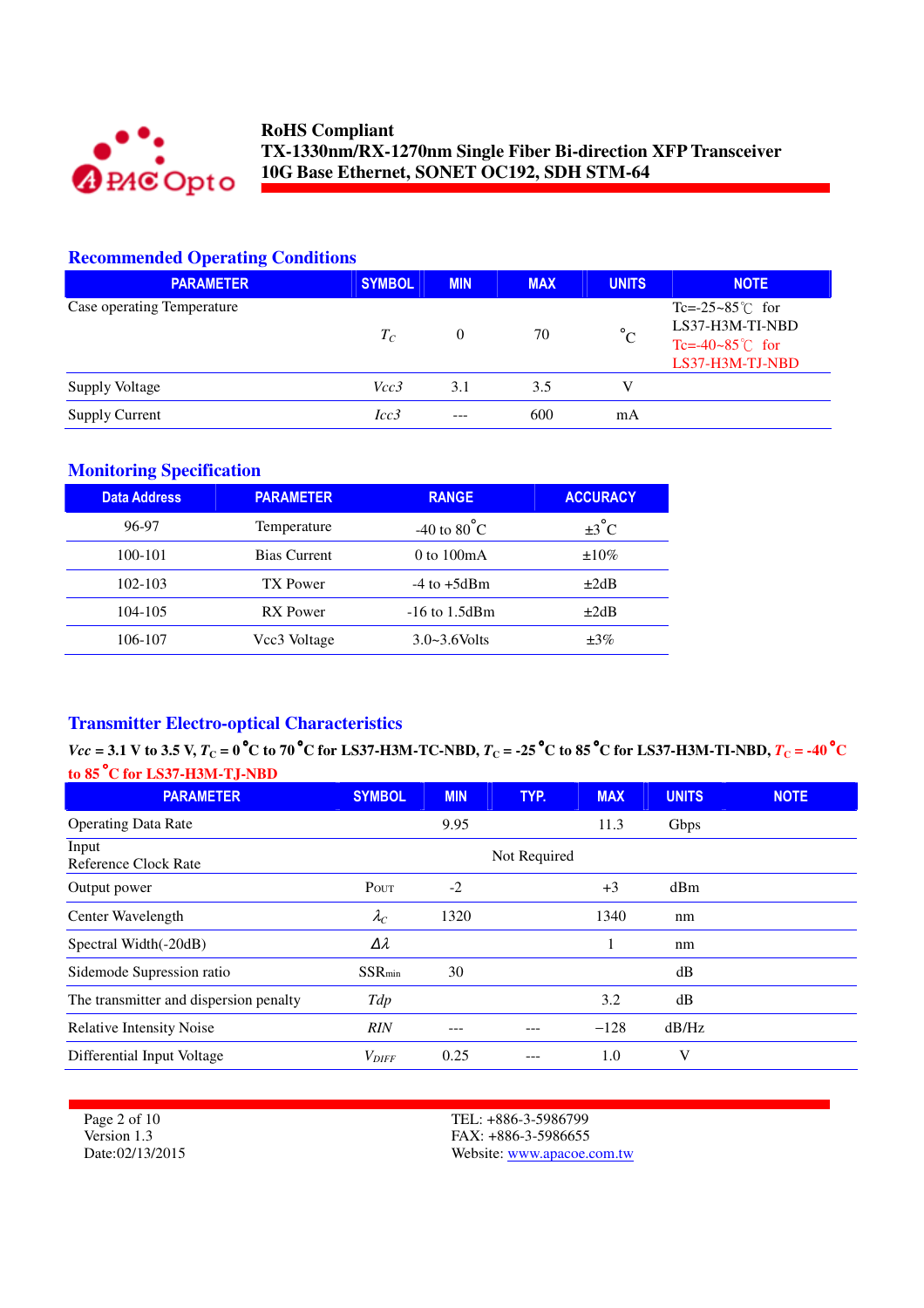**RoHS Compliant**
**TX-1330nm/RX-1270nm Single Fiber Bi-direction XFP Transceiver**
**10G Base Ethernet, SONET OC192, SDH STM-64**

## Recommended Operating Conditions

| PARAMETER | SYMBOL | MIN | MAX | UNITS | NOTE |
|---|---|---|---|---|---|
| Case operating Temperature | $T_C$ | 0 | 70 | °C | Tc=-25~85℃ for LS37-H3M-TI-NBD Tc=-40~85℃ for LS37-H3M-TJ-NBD |
| Supply Voltage | *Vcc3* | 3.1 | 3.5 | V | |
| Supply Current | *Icc3* | --- | 600 | mA | |

## Monitoring Specification

| Data Address | PARAMETER | RANGE | ACCURACY |
|---|---|---|---|
| 96-97 | Temperature | -40 to 80°C | ±3°C |
| 100-101 | Bias Current | 0 to 100mA | ±10% |
| 102-103 | TX Power | -4 to +5dBm | ±2dB |
| 104-105 | RX Power | -16 to 1.5dBm | ±2dB |
| 106-107 | Vcc3 Voltage | 3.0~3.6Volts | ±3% |

## Transmitter Electro-optical Characteristics

**$Vcc$ = 3.1 V to 3.5 V, $T_C$ = 0°C to 70°C for LS37-H3M-TC-NBD, $T_C$ = -25°C to 85°C for LS37-H3M-TI-NBD, $T_C$ = -40°C to 85°C for LS37-H3M-TJ-NBD**

| PARAMETER | SYMBOL | MIN | TYP. | MAX | UNITS | NOTE |
|---|---|---|---|---|---|---|
| Operating Data Rate | | 9.95 | | 11.3 | Gbps | |
| Input Reference Clock Rate | | | Not Required | | | |
| Output power | $P_{OUT}$ | -2 | | +3 | dBm | |
| Center Wavelength | $\lambda_C$ | 1320 | | 1340 | nm | |
| Spectral Width(-20dB) | $\Delta\lambda$ | | | 1 | nm | |
| Sidemode Supression ratio | $SSR_{min}$ | 30 | | | dB | |
| The transmitter and dispersion penalty | *Tdp* | | | 3.2 | dB | |
| Relative Intensity Noise | *RIN* | --- | --- | −128 | dB/Hz | |
| Differential Input Voltage | $V_{DIFF}$ | 0.25 | --- | 1.0 | V | |

Version 1.3
Date:02/13/2015

TEL: +886-3-5986799
FAX: +886-3-5986655
Website: www.apacoe.com.tw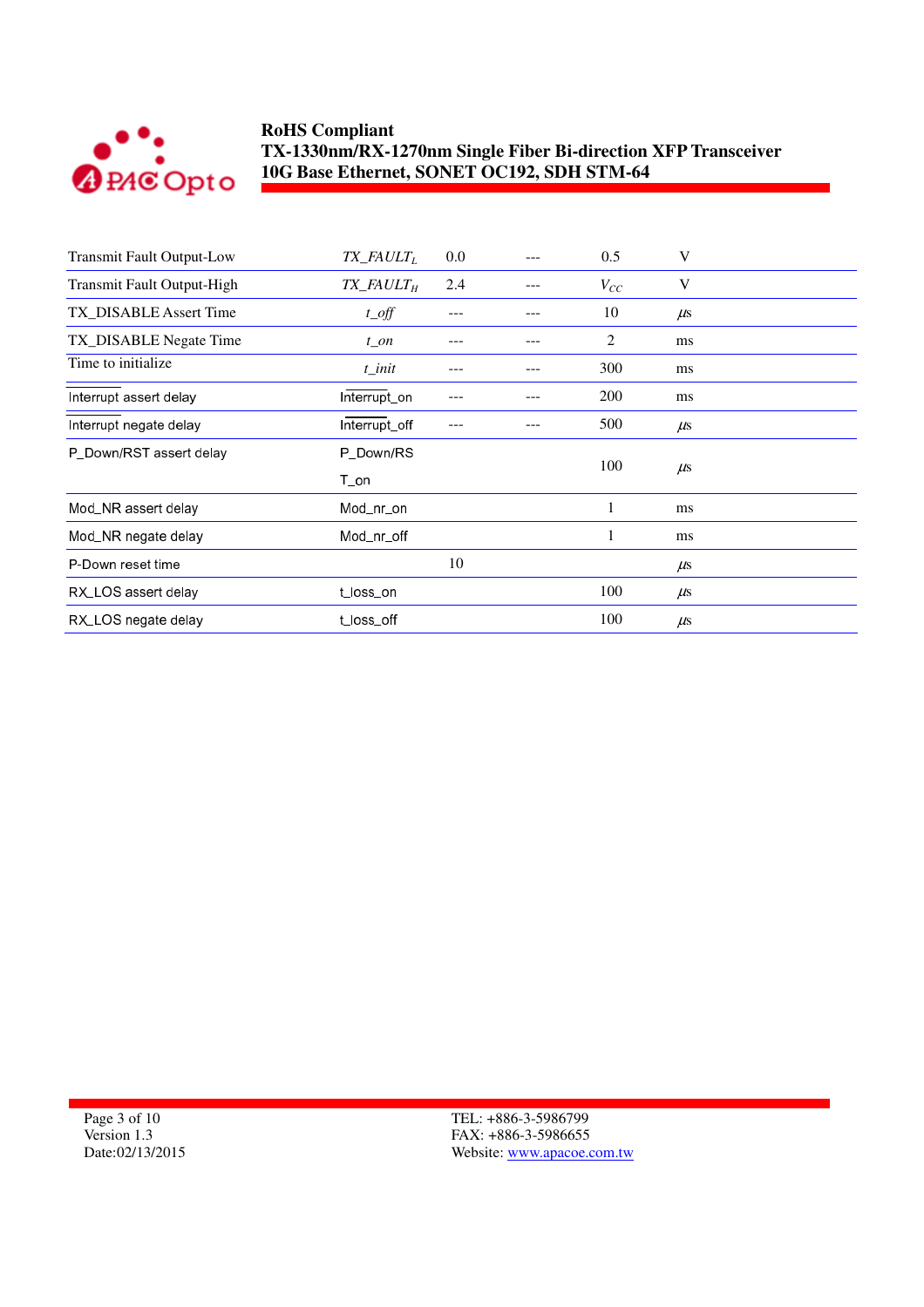| | | | | | |
|---|---|---|---|---|---|
| Transmit Fault Output-Low | $TX\_FAULT_L$ | 0.0 | --- | 0.5 | V |
| Transmit Fault Output-High | $TX\_FAULT_H$ | 2.4 | --- | $V_{CC}$ | V |
| TX_DISABLE Assert Time | *t_off* | --- | --- | 10 | μs |
| TX_DISABLE Negate Time | *t_on* | --- | --- | 2 | ms |
| Time to initialize | *t_init* | --- | --- | 300 | ms |
| $\overline{\text{Interrupt}}$ assert delay | $\overline{\text{Interrupt}}$_on | --- | --- | 200 | ms |
| $\overline{\text{Interrupt}}$ negate delay | $\overline{\text{Interrupt}}$_off | --- | --- | 500 | μs |
| P_Down/RST assert delay | P_Down/RST_on | | | 100 | μs |
| Mod_NR assert delay | Mod_nr_on | | | 1 | ms |
| Mod_NR negate delay | Mod_nr_off | | | 1 | ms |
| P-Down reset time | | 10 | | | μs |
| RX_LOS assert delay | t_loss_on | | | 100 | μs |
| RX_LOS negate delay | t_loss_off | | | 100 | μs |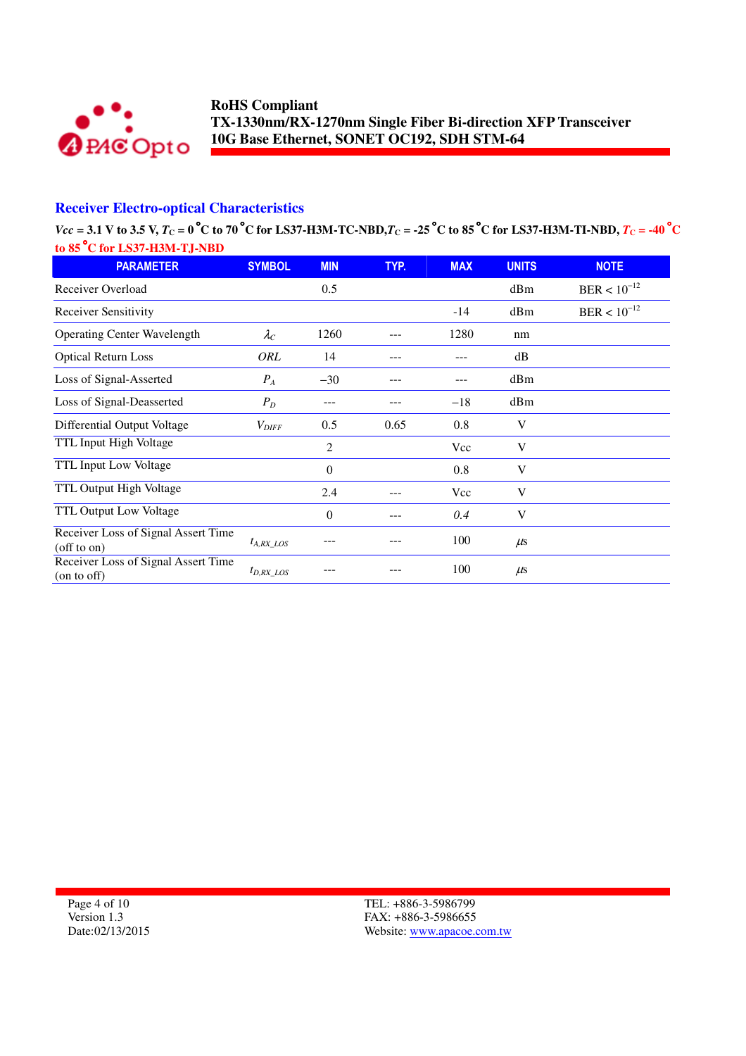## Receiver Electro-optical Characteristics

**$V_{cc}$ = 3.1 V to 3.5 V, $T_C$ = 0 °C to 70 °C for LS37-H3M-TC-NBD, $T_C$ = -25 °C to 85 °C for LS37-H3M-TI-NBD, $T_C$ = -40 °C to 85 °C for LS37-H3M-TJ-NBD**

| PARAMETER | SYMBOL | MIN | TYP. | MAX | UNITS | NOTE |
|---|---|---|---|---|---|---|
| Receiver Overload | | 0.5 | | | dBm | BER < $10^{-12}$ |
| Receiver Sensitivity | | | | -14 | dBm | BER < $10^{-12}$ |
| Operating Center Wavelength | $\lambda_C$ | 1260 | --- | 1280 | nm | |
| Optical Return Loss | $ORL$ | 14 | --- | --- | dB | |
| Loss of Signal-Asserted | $P_A$ | −30 | --- | --- | dBm | |
| Loss of Signal-Deasserted | $P_D$ | --- | --- | −18 | dBm | |
| Differential Output Voltage | $V_{DIFF}$ | 0.5 | 0.65 | 0.8 | V | |
| TTL Input High Voltage | | 2 | | Vcc | V | |
| TTL Input Low Voltage | | 0 | | 0.8 | V | |
| TTL Output High Voltage | | 2.4 | --- | Vcc | V | |
| TTL Output Low Voltage | | 0 | --- | 0.4 | V | |
| Receiver Loss of Signal Assert Time (off to on) | $t_{A,RX\_LOS}$ | --- | --- | 100 | $\mu s$ | |
| Receiver Loss of Signal Assert Time (on to off) | $t_{D,RX\_LOS}$ | --- | --- | 100 | $\mu s$ | |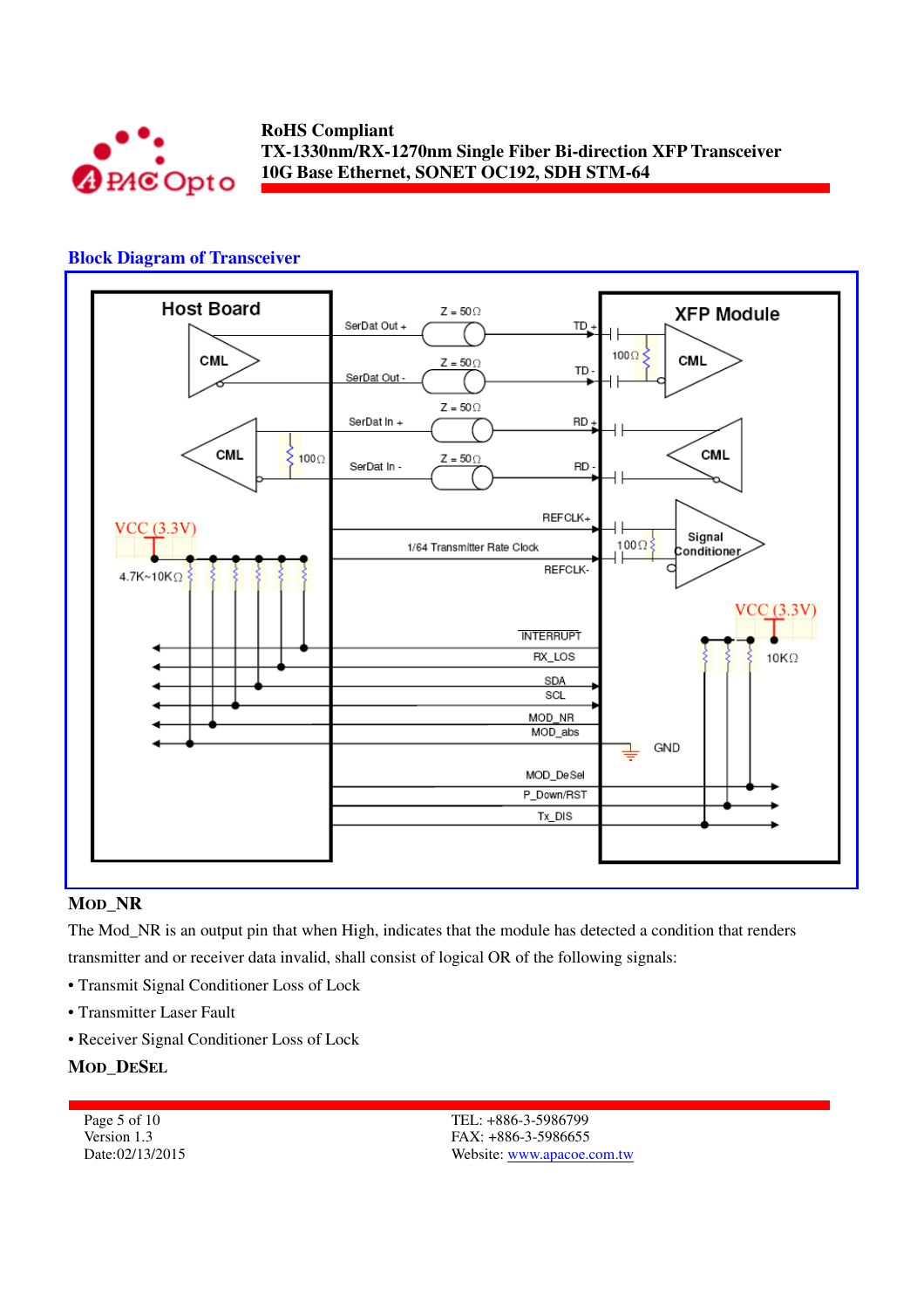## Block Diagram of Transceiver

Host Board

XFP Module

CML

SerDat Out +

Z = 50Ω

TD +

100Ω

SerDat Out -

Z = 50Ω

TD -

SerDat In +

Z = 50Ω

RD +

100Ω

SerDat In -

Z = 50Ω

RD -

REFCLK+

VCC (3.3V)

1/64 Transmitter Rate Clock

100Ω

Signal Conditioner

4.7K~10KΩ

REFCLK-

VCC (3.3V)

INTERRUPT

10KΩ

RX_LOS

SDA

SCL

MOD_NR

MOD_abs

GND

MOD_DeSel

P_Down/RST

Tx_DIS

**MOD_NR**

The Mod_NR is an output pin that when High, indicates that the module has detected a condition that renders transmitter and or receiver data invalid, shall consist of logical OR of the following signals:

- Transmit Signal Conditioner Loss of Lock
- Transmitter Laser Fault
- Receiver Signal Conditioner Loss of Lock

**MOD_DESEL**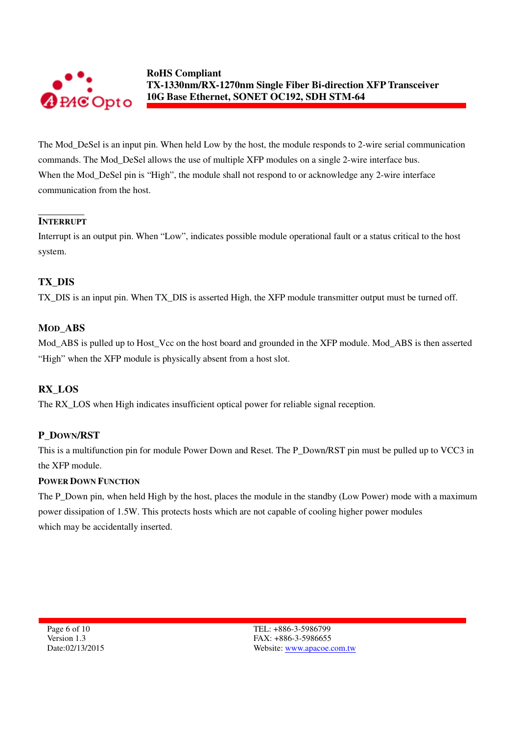The Mod_DeSel is an input pin. When held Low by the host, the module responds to 2-wire serial communication commands. The Mod_DeSel allows the use of multiple XFP modules on a single 2-wire interface bus. When the Mod_DeSel pin is "High", the module shall not respond to or acknowledge any 2-wire interface communication from the host.

### INTERRUPT

Interrupt is an output pin. When "Low", indicates possible module operational fault or a status critical to the host system.

### TX_DIS

TX_DIS is an input pin. When TX_DIS is asserted High, the XFP module transmitter output must be turned off.

### MOD_ABS

Mod_ABS is pulled up to Host_Vcc on the host board and grounded in the XFP module. Mod_ABS is then asserted "High" when the XFP module is physically absent from a host slot.

### RX_LOS

The RX_LOS when High indicates insufficient optical power for reliable signal reception.

### P_DOWN/RST

This is a multifunction pin for module Power Down and Reset. The P_Down/RST pin must be pulled up to VCC3 in the XFP module.

#### POWER DOWN FUNCTION

The P_Down pin, when held High by the host, places the module in the standby (Low Power) mode with a maximum power dissipation of 1.5W. This protects hosts which are not capable of cooling higher power modules which may be accidentally inserted.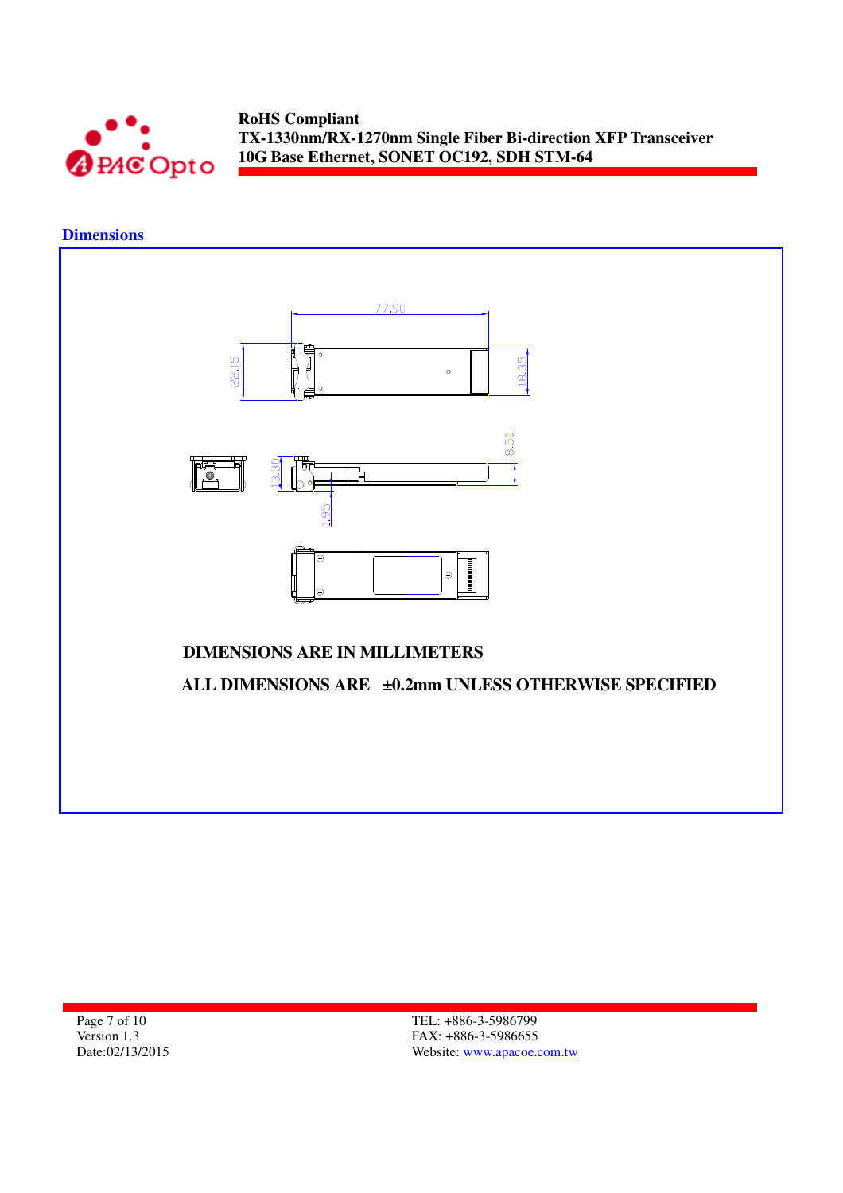## Dimensions

77.90

22.15

18.35

8.50

13.30

1.95

DIMENSIONS ARE IN MILLIMETERS

ALL DIMENSIONS ARE ±0.2mm UNLESS OTHERWISE SPECIFIED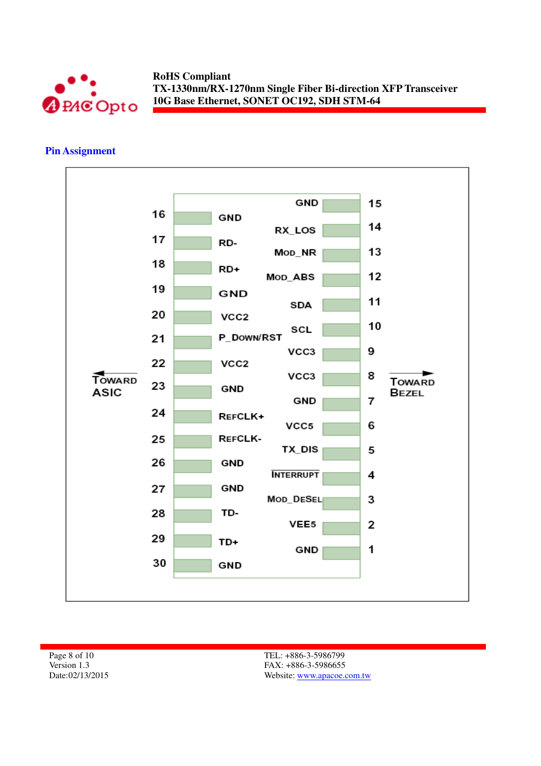## Pin Assignment

| Pin | Signal (Toward ASIC side) | Pin | Signal (Toward Bezel side) |
|---|---|---|---|
| 16 | GND | 15 | GND |
| 17 | RD- | 14 | RX_LOS |
| 18 | RD+ | 13 | MOD_NR |
| 19 | GND | 12 | MOD_ABS |
| 20 | VCC2 | 11 | SDA |
| 21 | P_DOWN/RST | 10 | SCL |
| 22 | VCC2 | 9 | VCC3 |
| 23 | GND | 8 | VCC3 |
| 24 | REFCLK+ | 7 | GND |
| 25 | REFCLK- | 6 | VCC5 |
| 26 | GND | 5 | TX_DIS |
| 27 | GND | 4 | $\overline{\text{INTERRUPT}}$ |
| 28 | TD- | 3 | MOD_DESEL |
| 29 | TD+ | 2 | VEE5 |
| 30 | GND | 1 | GND |

← TOWARD ASIC TOWARD BEZEL →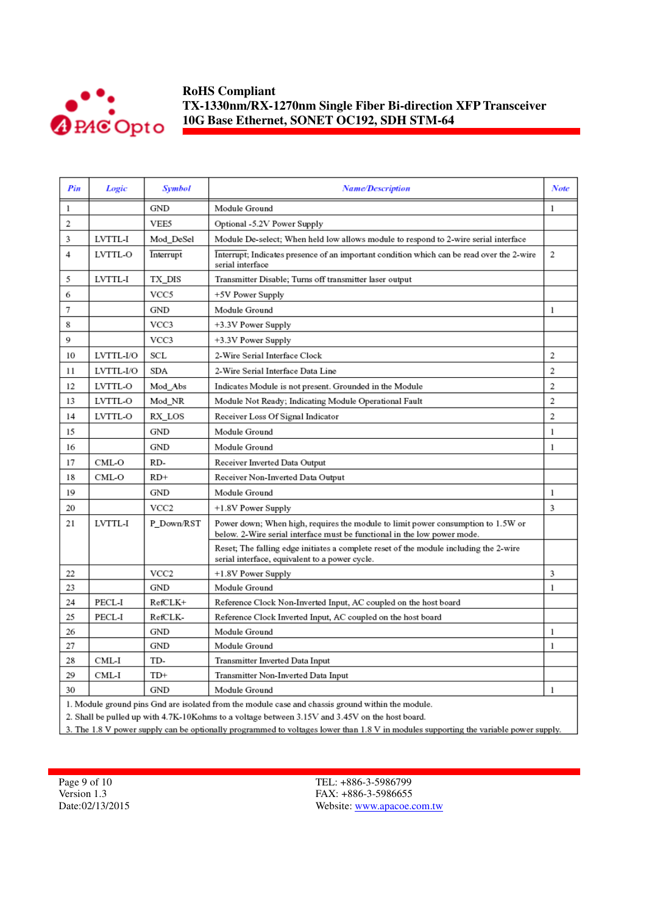| Pin | Logic | Symbol | Name/Description | Note |
|---|---|---|---|---|
| 1 | | GND | Module Ground | 1 |
| 2 | | VEE5 | Optional -5.2V Power Supply | |
| 3 | LVTTL-I | Mod_DeSel | Module De-select; When held low allows module to respond to 2-wire serial interface | |
| 4 | LVTTL-O | Interrupt | Interrupt; Indicates presence of an important condition which can be read over the 2-wire serial interface | 2 |
| 5 | LVTTL-I | TX_DIS | Transmitter Disable; Turns off transmitter laser output | |
| 6 | | VCC5 | +5V Power Supply | |
| 7 | | GND | Module Ground | 1 |
| 8 | | VCC3 | +3.3V Power Supply | |
| 9 | | VCC3 | +3.3V Power Supply | |
| 10 | LVTTL-I/O | SCL | 2-Wire Serial Interface Clock | 2 |
| 11 | LVTTL-I/O | SDA | 2-Wire Serial Interface Data Line | 2 |
| 12 | LVTTL-O | Mod_Abs | Indicates Module is not present. Grounded in the Module | 2 |
| 13 | LVTTL-O | Mod_NR | Module Not Ready; Indicating Module Operational Fault | 2 |
| 14 | LVTTL-O | RX_LOS | Receiver Loss Of Signal Indicator | 2 |
| 15 | | GND | Module Ground | 1 |
| 16 | | GND | Module Ground | 1 |
| 17 | CML-O | RD- | Receiver Inverted Data Output | |
| 18 | CML-O | RD+ | Receiver Non-Inverted Data Output | |
| 19 | | GND | Module Ground | 1 |
| 20 | | VCC2 | +1.8V Power Supply | 3 |
| 21 | LVTTL-I | P_Down/RST | Power down; When high, requires the module to limit power consumption to 1.5W or below. 2-Wire serial interface must be functional in the low power mode. | |
| | | | Reset; The falling edge initiates a complete reset of the module including the 2-wire serial interface, equivalent to a power cycle. | |
| 22 | | VCC2 | +1.8V Power Supply | 3 |
| 23 | | GND | Module Ground | 1 |
| 24 | PECL-I | RefCLK+ | Reference Clock Non-Inverted Input, AC coupled on the host board | |
| 25 | PECL-I | RefCLK- | Reference Clock Inverted Input, AC coupled on the host board | |
| 26 | | GND | Module Ground | 1 |
| 27 | | GND | Module Ground | 1 |
| 28 | CML-I | TD- | Transmitter Inverted Data Input | |
| 29 | CML-I | TD+ | Transmitter Non-Inverted Data Input | |
| 30 | | GND | Module Ground | 1 |

1. Module ground pins Gnd are isolated from the module case and chassis ground within the module.
2. Shall be pulled up with 4.7K-10Kohms to a voltage between 3.15V and 3.45V on the host board.
3. The 1.8 V power supply can be optionally programmed to voltages lower than 1.8 V in modules supporting the variable power supply.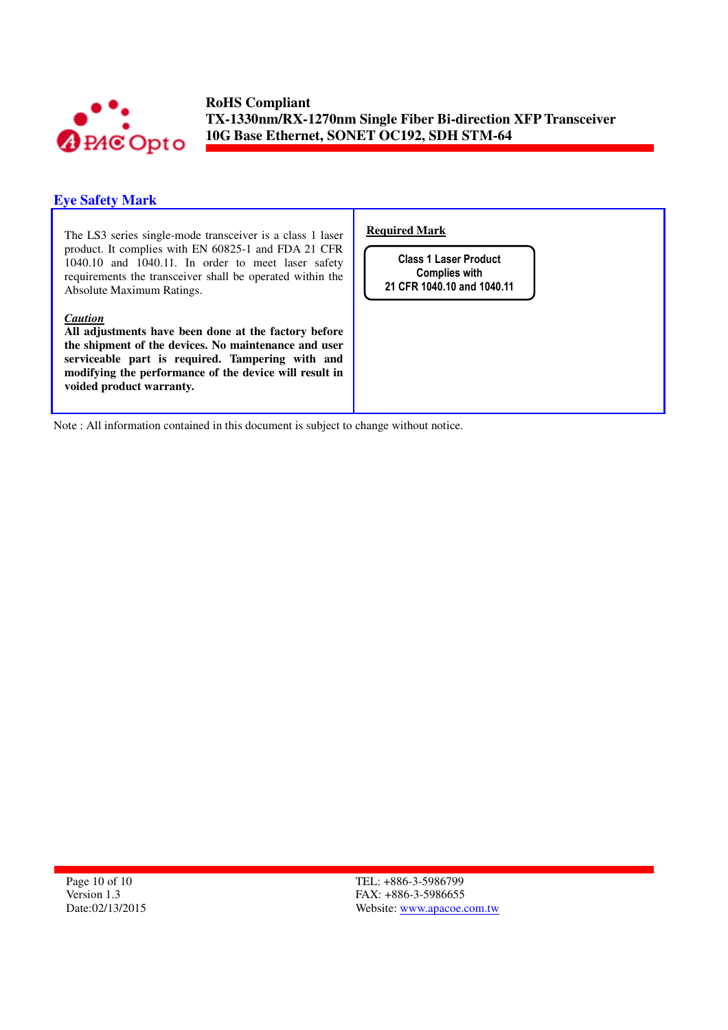## Eye Safety Mark

| | |
|---|---|
| The LS3 series single-mode transceiver is a class 1 laser product. It complies with EN 60825-1 and FDA 21 CFR 1040.10 and 1040.11. In order to meet laser safety requirements the transceiver shall be operated within the Absolute Maximum Ratings.<br><br>***Caution***<br>**All adjustments have been done at the factory before the shipment of the devices. No maintenance and user serviceable part is required. Tampering with and modifying the performance of the device will result in voided product warranty.** | **Required Mark**<br><br>**Class 1 Laser Product**<br>**Complies with**<br>**21 CFR 1040.10 and 1040.11** |

Note : All information contained in this document is subject to change without notice.

Version 1.3
Date:02/13/2015

TEL: +886-3-5986799
FAX: +886-3-5986655
Website: www.apacoe.com.tw